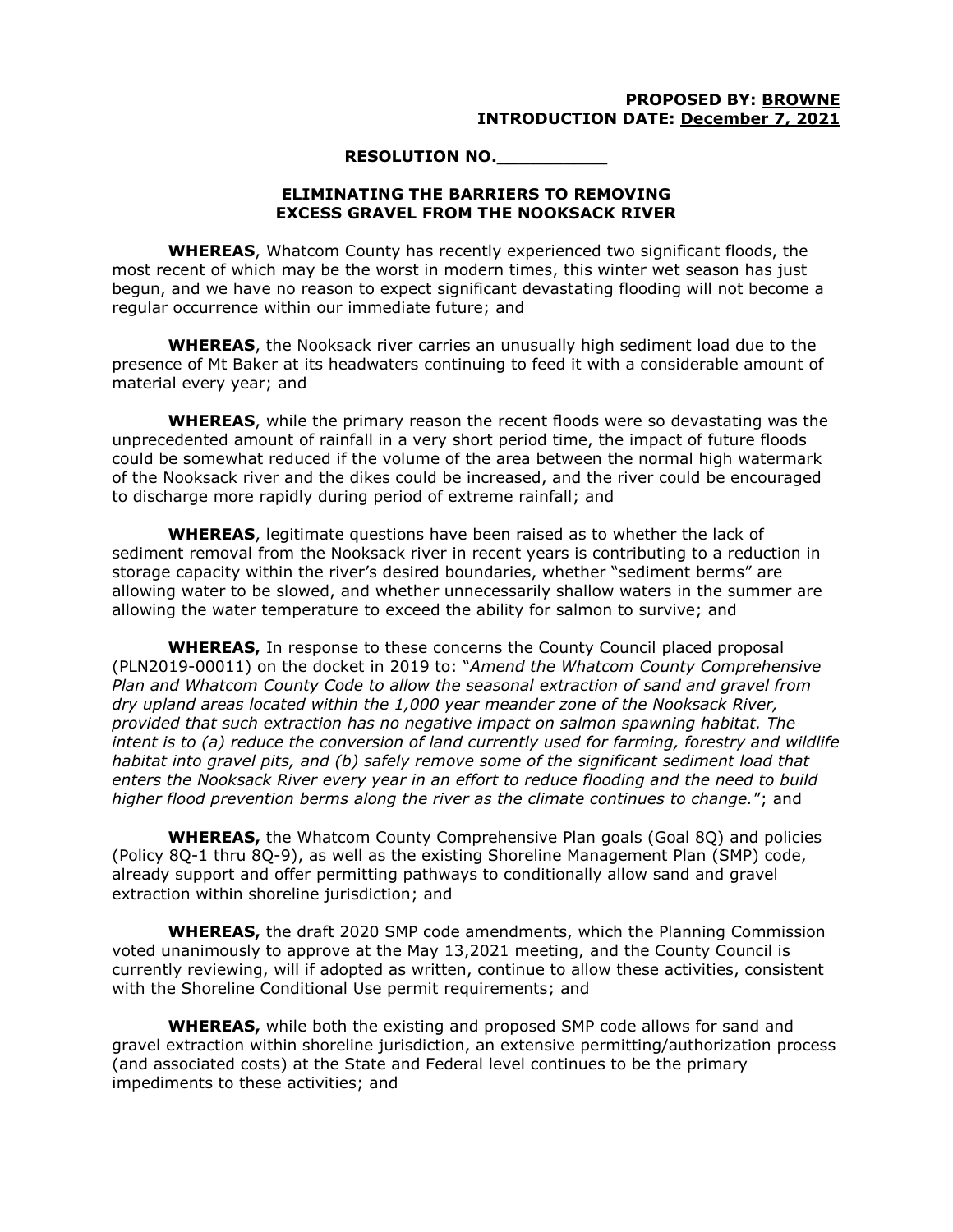**PROPOSED BY: BROWNE**
**INTRODUCTION DATE: December 7, 2021**

**RESOLUTION NO.__________**

**ELIMINATING THE BARRIERS TO REMOVING EXCESS GRAVEL FROM THE NOOKSACK RIVER**

**WHEREAS**, Whatcom County has recently experienced two significant floods, the most recent of which may be the worst in modern times, this winter wet season has just begun, and we have no reason to expect significant devastating flooding will not become a regular occurrence within our immediate future; and

**WHEREAS**, the Nooksack river carries an unusually high sediment load due to the presence of Mt Baker at its headwaters continuing to feed it with a considerable amount of material every year; and

**WHEREAS**, while the primary reason the recent floods were so devastating was the unprecedented amount of rainfall in a very short period time, the impact of future floods could be somewhat reduced if the volume of the area between the normal high watermark of the Nooksack river and the dikes could be increased, and the river could be encouraged to discharge more rapidly during period of extreme rainfall; and

**WHEREAS**, legitimate questions have been raised as to whether the lack of sediment removal from the Nooksack river in recent years is contributing to a reduction in storage capacity within the river's desired boundaries, whether "sediment berms" are allowing water to be slowed, and whether unnecessarily shallow waters in the summer are allowing the water temperature to exceed the ability for salmon to survive; and

**WHEREAS,** In response to these concerns the County Council placed proposal (PLN2019-00011) on the docket in 2019 to: "*Amend the Whatcom County Comprehensive Plan and Whatcom County Code to allow the seasonal extraction of sand and gravel from dry upland areas located within the 1,000 year meander zone of the Nooksack River, provided that such extraction has no negative impact on salmon spawning habitat. The intent is to (a) reduce the conversion of land currently used for farming, forestry and wildlife habitat into gravel pits, and (b) safely remove some of the significant sediment load that enters the Nooksack River every year in an effort to reduce flooding and the need to build higher flood prevention berms along the river as the climate continues to change.*"; and

**WHEREAS,** the Whatcom County Comprehensive Plan goals (Goal 8Q) and policies (Policy 8Q-1 thru 8Q-9), as well as the existing Shoreline Management Plan (SMP) code, already support and offer permitting pathways to conditionally allow sand and gravel extraction within shoreline jurisdiction; and

**WHEREAS,** the draft 2020 SMP code amendments, which the Planning Commission voted unanimously to approve at the May 13,2021 meeting, and the County Council is currently reviewing, will if adopted as written, continue to allow these activities, consistent with the Shoreline Conditional Use permit requirements; and

**WHEREAS,** while both the existing and proposed SMP code allows for sand and gravel extraction within shoreline jurisdiction, an extensive permitting/authorization process (and associated costs) at the State and Federal level continues to be the primary impediments to these activities; and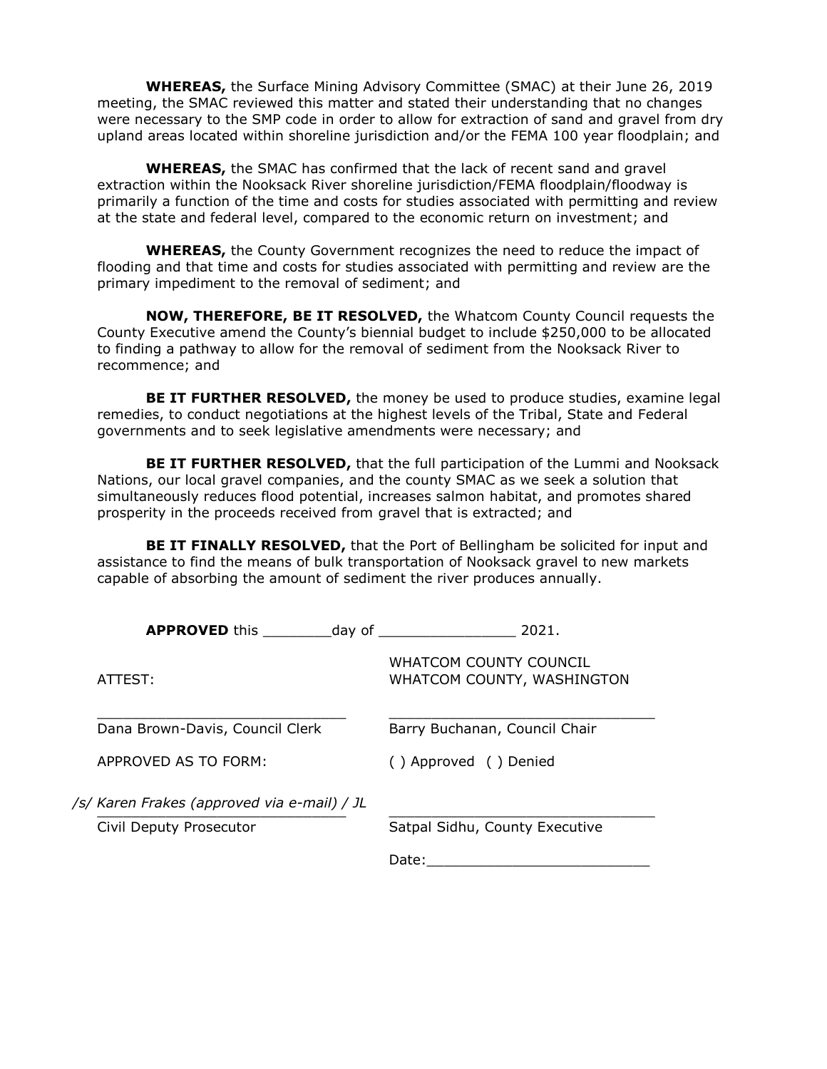**WHEREAS,** the Surface Mining Advisory Committee (SMAC) at their June 26, 2019 meeting, the SMAC reviewed this matter and stated their understanding that no changes were necessary to the SMP code in order to allow for extraction of sand and gravel from dry upland areas located within shoreline jurisdiction and/or the FEMA 100 year floodplain; and

**WHEREAS,** the SMAC has confirmed that the lack of recent sand and gravel extraction within the Nooksack River shoreline jurisdiction/FEMA floodplain/floodway is primarily a function of the time and costs for studies associated with permitting and review at the state and federal level, compared to the economic return on investment; and

**WHEREAS,** the County Government recognizes the need to reduce the impact of flooding and that time and costs for studies associated with permitting and review are the primary impediment to the removal of sediment; and

**NOW, THEREFORE, BE IT RESOLVED,** the Whatcom County Council requests the County Executive amend the County's biennial budget to include $250,000 to be allocated to finding a pathway to allow for the removal of sediment from the Nooksack River to recommence; and

**BE IT FURTHER RESOLVED,** the money be used to produce studies, examine legal remedies, to conduct negotiations at the highest levels of the Tribal, State and Federal governments and to seek legislative amendments were necessary; and

**BE IT FURTHER RESOLVED,** that the full participation of the Lummi and Nooksack Nations, our local gravel companies, and the county SMAC as we seek a solution that simultaneously reduces flood potential, increases salmon habitat, and promotes shared prosperity in the proceeds received from gravel that is extracted; and

**BE IT FINALLY RESOLVED,** that the Port of Bellingham be solicited for input and assistance to find the means of bulk transportation of Nooksack gravel to new markets capable of absorbing the amount of sediment the river produces annually.

**APPROVED** this ________day of ________________ 2021.

ATTEST:

WHATCOM COUNTY COUNCIL
WHATCOM COUNTY, WASHINGTON

______________________________
Dana Brown-Davis, Council Clerk

______________________________
Barry Buchanan, Council Chair

APPROVED AS TO FORM:

( ) Approved ( ) Denied

*/s/ Karen Frakes (approved via e-mail) / JL*
Civil Deputy Prosecutor

______________________________
Satpal Sidhu, County Executive

Date:_________________________